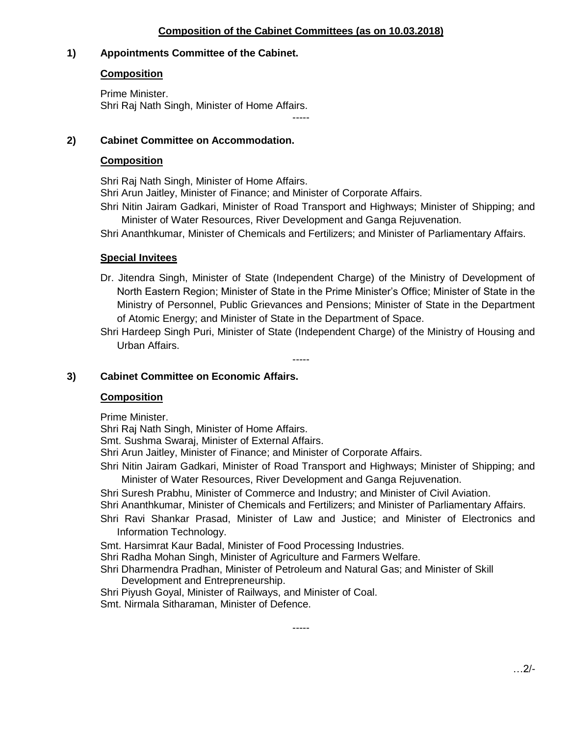## Composition of the Cabinet Committees (as on 10.03.2018)

### 1) Appointments Committee of the Cabinet.

**Composition**

Prime Minister.
Shri Raj Nath Singh, Minister of Home Affairs.

-----

### 2) Cabinet Committee on Accommodation.

**Composition**

Shri Raj Nath Singh, Minister of Home Affairs.
Shri Arun Jaitley, Minister of Finance; and Minister of Corporate Affairs.
Shri Nitin Jairam Gadkari, Minister of Road Transport and Highways; Minister of Shipping; and Minister of Water Resources, River Development and Ganga Rejuvenation.
Shri Ananthkumar, Minister of Chemicals and Fertilizers; and Minister of Parliamentary Affairs.

**Special Invitees**

Dr. Jitendra Singh, Minister of State (Independent Charge) of the Ministry of Development of North Eastern Region; Minister of State in the Prime Minister's Office; Minister of State in the Ministry of Personnel, Public Grievances and Pensions; Minister of State in the Department of Atomic Energy; and Minister of State in the Department of Space.
Shri Hardeep Singh Puri, Minister of State (Independent Charge) of the Ministry of Housing and Urban Affairs.

-----

### 3) Cabinet Committee on Economic Affairs.

**Composition**

Prime Minister.
Shri Raj Nath Singh, Minister of Home Affairs.
Smt. Sushma Swaraj, Minister of External Affairs.
Shri Arun Jaitley, Minister of Finance; and Minister of Corporate Affairs.
Shri Nitin Jairam Gadkari, Minister of Road Transport and Highways; Minister of Shipping; and Minister of Water Resources, River Development and Ganga Rejuvenation.
Shri Suresh Prabhu, Minister of Commerce and Industry; and Minister of Civil Aviation.
Shri Ananthkumar, Minister of Chemicals and Fertilizers; and Minister of Parliamentary Affairs.
Shri Ravi Shankar Prasad, Minister of Law and Justice; and Minister of Electronics and Information Technology.
Smt. Harsimrat Kaur Badal, Minister of Food Processing Industries.
Shri Radha Mohan Singh, Minister of Agriculture and Farmers Welfare.
Shri Dharmendra Pradhan, Minister of Petroleum and Natural Gas; and Minister of Skill Development and Entrepreneurship.
Shri Piyush Goyal, Minister of Railways, and Minister of Coal.
Smt. Nirmala Sitharaman, Minister of Defence.

-----

…2/-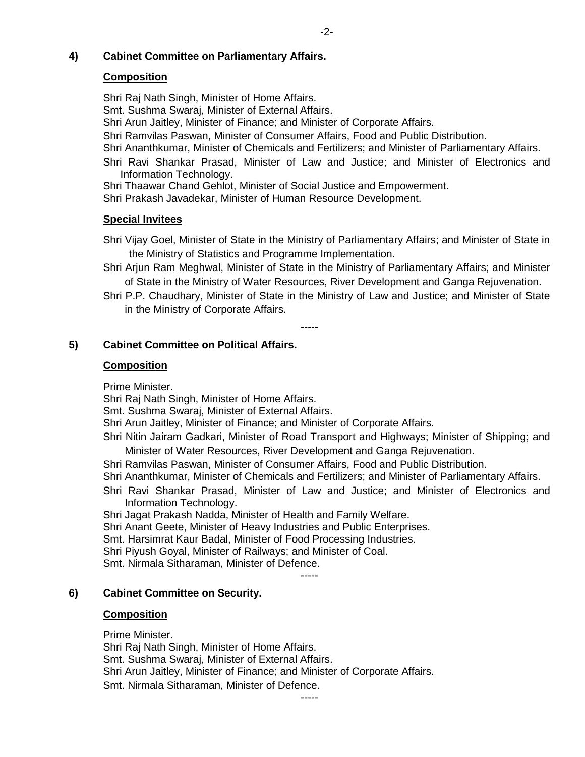## 4) Cabinet Committee on Parliamentary Affairs.

**Composition**

Shri Raj Nath Singh, Minister of Home Affairs.
Smt. Sushma Swaraj, Minister of External Affairs.
Shri Arun Jaitley, Minister of Finance; and Minister of Corporate Affairs.
Shri Ramvilas Paswan, Minister of Consumer Affairs, Food and Public Distribution.
Shri Ananthkumar, Minister of Chemicals and Fertilizers; and Minister of Parliamentary Affairs.
Shri Ravi Shankar Prasad, Minister of Law and Justice; and Minister of Electronics and Information Technology.
Shri Thaawar Chand Gehlot, Minister of Social Justice and Empowerment.
Shri Prakash Javadekar, Minister of Human Resource Development.

**Special Invitees**

Shri Vijay Goel, Minister of State in the Ministry of Parliamentary Affairs; and Minister of State in the Ministry of Statistics and Programme Implementation.
Shri Arjun Ram Meghwal, Minister of State in the Ministry of Parliamentary Affairs; and Minister of State in the Ministry of Water Resources, River Development and Ganga Rejuvenation.
Shri P.P. Chaudhary, Minister of State in the Ministry of Law and Justice; and Minister of State in the Ministry of Corporate Affairs.

-----

## 5) Cabinet Committee on Political Affairs.

**Composition**

Prime Minister.
Shri Raj Nath Singh, Minister of Home Affairs.
Smt. Sushma Swaraj, Minister of External Affairs.
Shri Arun Jaitley, Minister of Finance; and Minister of Corporate Affairs.
Shri Nitin Jairam Gadkari, Minister of Road Transport and Highways; Minister of Shipping; and Minister of Water Resources, River Development and Ganga Rejuvenation.
Shri Ramvilas Paswan, Minister of Consumer Affairs, Food and Public Distribution.
Shri Ananthkumar, Minister of Chemicals and Fertilizers; and Minister of Parliamentary Affairs.
Shri Ravi Shankar Prasad, Minister of Law and Justice; and Minister of Electronics and Information Technology.
Shri Jagat Prakash Nadda, Minister of Health and Family Welfare.
Shri Anant Geete, Minister of Heavy Industries and Public Enterprises.
Smt. Harsimrat Kaur Badal, Minister of Food Processing Industries.
Shri Piyush Goyal, Minister of Railways; and Minister of Coal.
Smt. Nirmala Sitharaman, Minister of Defence.

-----

## 6) Cabinet Committee on Security.

**Composition**

Prime Minister.
Shri Raj Nath Singh, Minister of Home Affairs.
Smt. Sushma Swaraj, Minister of External Affairs.
Shri Arun Jaitley, Minister of Finance; and Minister of Corporate Affairs.
Smt. Nirmala Sitharaman, Minister of Defence.

-----